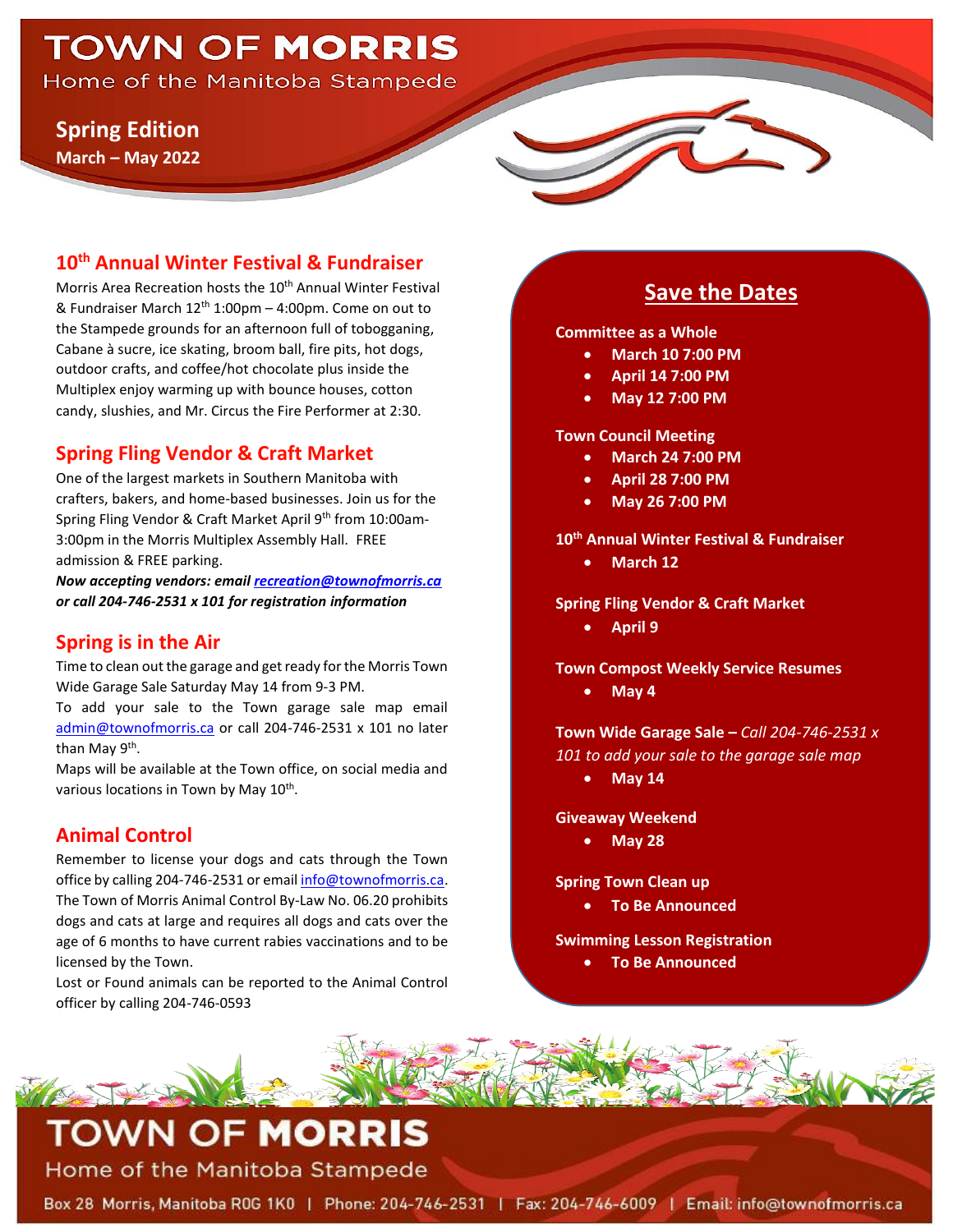# TOWN OF MORRIS

Home of the Manitoba Stampede

**Spring Edition**

**March – May 2022**

## 10th Annual Winter Festival & Fundraiser

Morris Area Recreation hosts the 10th Annual Winter Festival & Fundraiser March 12th 1:00pm – 4:00pm. Come on out to the Stampede grounds for an afternoon full of tobogganing, Cabane à sucre, ice skating, broom ball, fire pits, hot dogs, outdoor crafts, and coffee/hot chocolate plus inside the Multiplex enjoy warming up with bounce houses, cotton candy, slushies, and Mr. Circus the Fire Performer at 2:30.

## Spring Fling Vendor & Craft Market

One of the largest markets in Southern Manitoba with crafters, bakers, and home-based businesses. Join us for the Spring Fling Vendor & Craft Market April 9th from 10:00am-3:00pm in the Morris Multiplex Assembly Hall. FREE admission & FREE parking.

***Now accepting vendors: email recreation@townofmorris.ca or call 204-746-2531 x 101 for registration information***

## Spring is in the Air

Time to clean out the garage and get ready for the Morris Town Wide Garage Sale Saturday May 14 from 9-3 PM.

To add your sale to the Town garage sale map email admin@townofmorris.ca or call 204-746-2531 x 101 no later than May 9th.

Maps will be available at the Town office, on social media and various locations in Town by May 10th.

## Animal Control

Remember to license your dogs and cats through the Town office by calling 204-746-2531 or email info@townofmorris.ca. The Town of Morris Animal Control By-Law No. 06.20 prohibits dogs and cats at large and requires all dogs and cats over the age of 6 months to have current rabies vaccinations and to be licensed by the Town.

Lost or Found animals can be reported to the Animal Control officer by calling 204-746-0593

## Save the Dates

**Committee as a Whole**
- **March 10 7:00 PM**
- **April 14 7:00 PM**
- **May 12 7:00 PM**

**Town Council Meeting**
- **March 24 7:00 PM**
- **April 28 7:00 PM**
- **May 26 7:00 PM**

**10th Annual Winter Festival & Fundraiser**
- **March 12**

**Spring Fling Vendor & Craft Market**
- **April 9**

**Town Compost Weekly Service Resumes**
- **May 4**

**Town Wide Garage Sale –** *Call 204-746-2531 x 101 to add your sale to the garage sale map*
- **May 14**

**Giveaway Weekend**
- **May 28**

**Spring Town Clean up**
- **To Be Announced**

**Swimming Lesson Registration**
- **To Be Announced**

# TOWN OF MORRIS

Home of the Manitoba Stampede

Box 28 Morris, Manitoba R0G 1K0 | Phone: 204-746-2531 | Fax: 204-746-6009 | Email: info@townofmorris.ca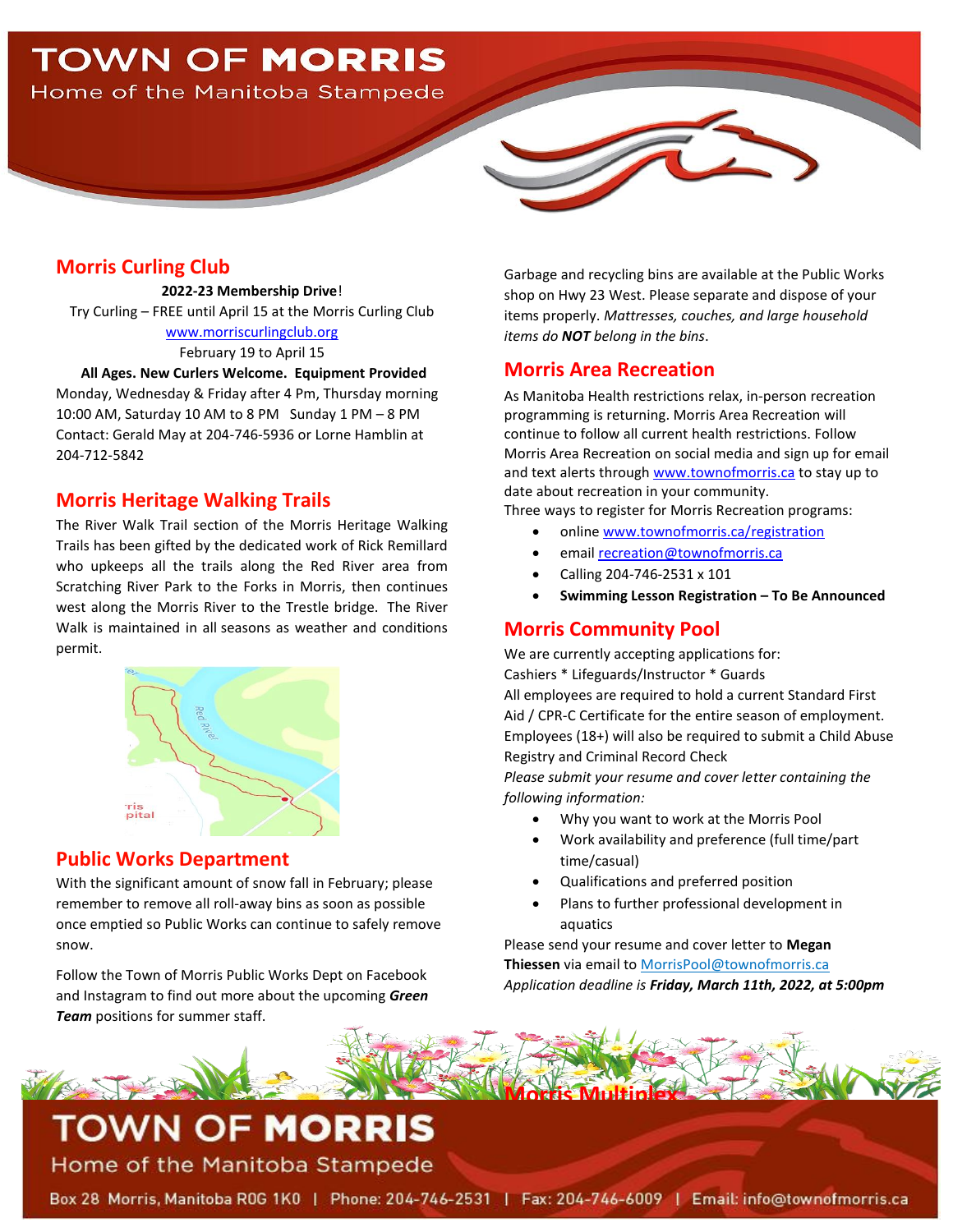# TOWN OF MORRIS

Home of the Manitoba Stampede

## Morris Curling Club

**2022-23 Membership Drive**!

Try Curling – FREE until April 15 at the Morris Curling Club

www.morriscurlingclub.org

February 19 to April 15

**All Ages. New Curlers Welcome. Equipment Provided**

Monday, Wednesday & Friday after 4 Pm, Thursday morning 10:00 AM, Saturday 10 AM to 8 PM Sunday 1 PM – 8 PM

Contact: Gerald May at 204-746-5936 or Lorne Hamblin at 204-712-5842

## Morris Heritage Walking Trails

The River Walk Trail section of the Morris Heritage Walking Trails has been gifted by the dedicated work of Rick Remillard who upkeeps all the trails along the Red River area from Scratching River Park to the Forks in Morris, then continues west along the Morris River to the Trestle bridge. The River Walk is maintained in all seasons as weather and conditions permit.

## Public Works Department

With the significant amount of snow fall in February; please remember to remove all roll-away bins as soon as possible once emptied so Public Works can continue to safely remove snow.

Follow the Town of Morris Public Works Dept on Facebook and Instagram to find out more about the upcoming ***Green Team*** positions for summer staff.

Garbage and recycling bins are available at the Public Works shop on Hwy 23 West. Please separate and dispose of your items properly. *Mattresses, couches, and large household items do **NOT** belong in the bins*.

## Morris Area Recreation

As Manitoba Health restrictions relax, in-person recreation programming is returning. Morris Area Recreation will continue to follow all current health restrictions. Follow Morris Area Recreation on social media and sign up for email and text alerts through www.townofmorris.ca to stay up to date about recreation in your community.

Three ways to register for Morris Recreation programs:

- online www.townofmorris.ca/registration
- email recreation@townofmorris.ca
- Calling 204-746-2531 x 101
- **Swimming Lesson Registration – To Be Announced**

## Morris Community Pool

We are currently accepting applications for:

Cashiers * Lifeguards/Instructor * Guards

All employees are required to hold a current Standard First Aid / CPR-C Certificate for the entire season of employment. Employees (18+) will also be required to submit a Child Abuse Registry and Criminal Record Check

*Please submit your resume and cover letter containing the following information:*

- Why you want to work at the Morris Pool
- Work availability and preference (full time/part time/casual)
- Qualifications and preferred position
- Plans to further professional development in aquatics

Please send your resume and cover letter to **Megan Thiessen** via email to MorrisPool@townofmorris.ca

*Application deadline is* ***Friday, March 11th, 2022, at 5:00pm***

## Morris Multiplex